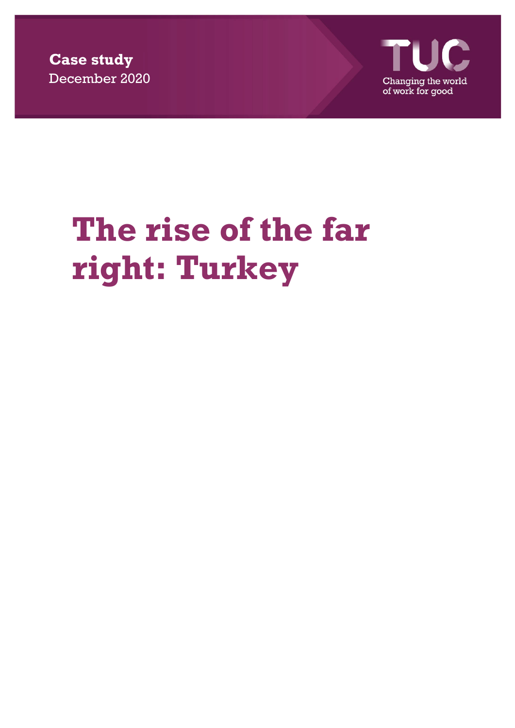**Case study**
December 2020

TUC
Changing the world of work for good

# The rise of the far right: Turkey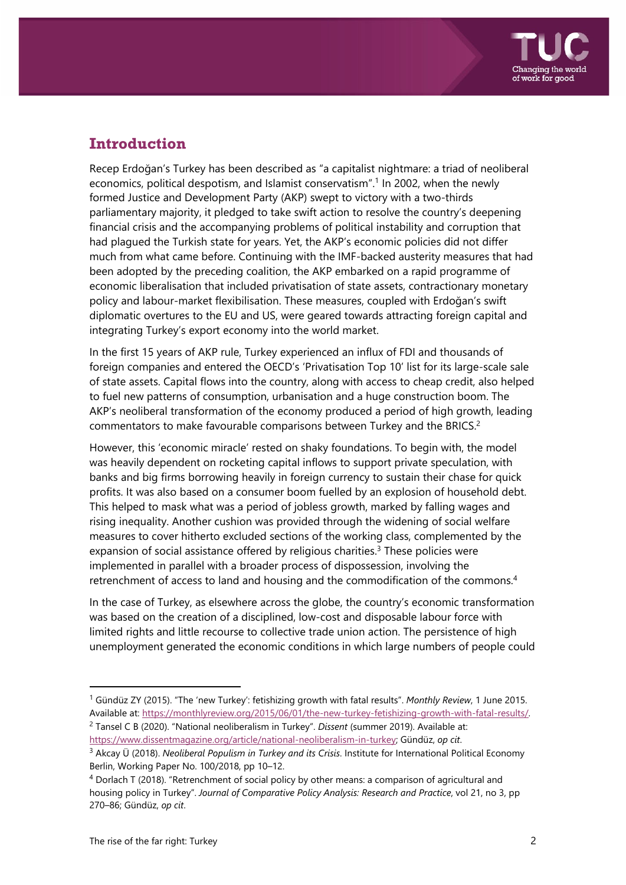## Introduction

Recep Erdoğan's Turkey has been described as "a capitalist nightmare: a triad of neoliberal economics, political despotism, and Islamist conservatism".[1] In 2002, when the newly formed Justice and Development Party (AKP) swept to victory with a two-thirds parliamentary majority, it pledged to take swift action to resolve the country's deepening financial crisis and the accompanying problems of political instability and corruption that had plagued the Turkish state for years. Yet, the AKP's economic policies did not differ much from what came before. Continuing with the IMF-backed austerity measures that had been adopted by the preceding coalition, the AKP embarked on a rapid programme of economic liberalisation that included privatisation of state assets, contractionary monetary policy and labour-market flexibilisation. These measures, coupled with Erdoğan's swift diplomatic overtures to the EU and US, were geared towards attracting foreign capital and integrating Turkey's export economy into the world market.

In the first 15 years of AKP rule, Turkey experienced an influx of FDI and thousands of foreign companies and entered the OECD's 'Privatisation Top 10' list for its large-scale sale of state assets. Capital flows into the country, along with access to cheap credit, also helped to fuel new patterns of consumption, urbanisation and a huge construction boom. The AKP's neoliberal transformation of the economy produced a period of high growth, leading commentators to make favourable comparisons between Turkey and the BRICS.[2]

However, this 'economic miracle' rested on shaky foundations. To begin with, the model was heavily dependent on rocketing capital inflows to support private speculation, with banks and big firms borrowing heavily in foreign currency to sustain their chase for quick profits. It was also based on a consumer boom fuelled by an explosion of household debt. This helped to mask what was a period of jobless growth, marked by falling wages and rising inequality. Another cushion was provided through the widening of social welfare measures to cover hitherto excluded sections of the working class, complemented by the expansion of social assistance offered by religious charities.[3] These policies were implemented in parallel with a broader process of dispossession, involving the retrenchment of access to land and housing and the commodification of the commons.[4]

In the case of Turkey, as elsewhere across the globe, the country's economic transformation was based on the creation of a disciplined, low-cost and disposable labour force with limited rights and little recourse to collective trade union action. The persistence of high unemployment generated the economic conditions in which large numbers of people could

---

[1] Gündüz ZY (2015). "The 'new Turkey': fetishizing growth with fatal results". *Monthly Review*, 1 June 2015. Available at: https://monthlyreview.org/2015/06/01/the-new-turkey-fetishizing-growth-with-fatal-results/.

[2] Tansel C B (2020). "National neoliberalism in Turkey". *Dissent* (summer 2019). Available at: https://www.dissentmagazine.org/article/national-neoliberalism-in-turkey; Gündüz, *op cit*.

[3] Akcay Ü (2018). *Neoliberal Populism in Turkey and its Crisis*. Institute for International Political Economy Berlin, Working Paper No. 100/2018, pp 10–12.

[4] Dorlach T (2018). "Retrenchment of social policy by other means: a comparison of agricultural and housing policy in Turkey". *Journal of Comparative Policy Analysis: Research and Practice*, vol 21, no 3, pp 270–86; Gündüz, *op cit*.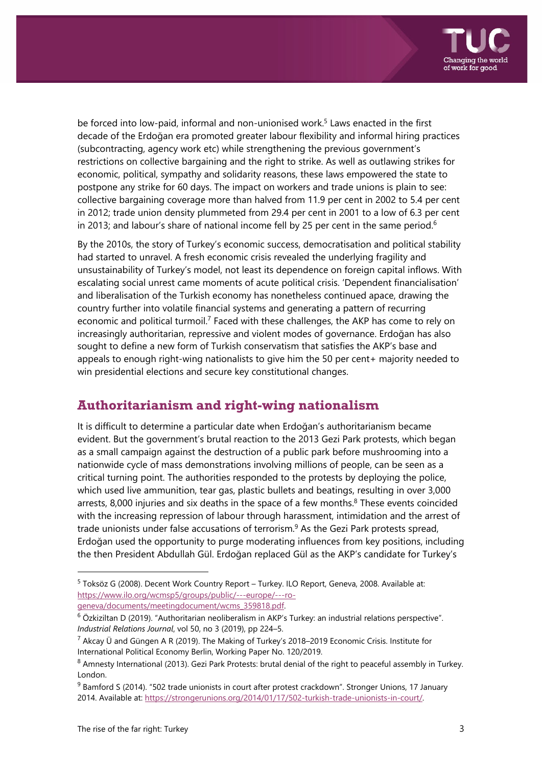be forced into low-paid, informal and non-unionised work.[5] Laws enacted in the first decade of the Erdoğan era promoted greater labour flexibility and informal hiring practices (subcontracting, agency work etc) while strengthening the previous government's restrictions on collective bargaining and the right to strike. As well as outlawing strikes for economic, political, sympathy and solidarity reasons, these laws empowered the state to postpone any strike for 60 days. The impact on workers and trade unions is plain to see: collective bargaining coverage more than halved from 11.9 per cent in 2002 to 5.4 per cent in 2012; trade union density plummeted from 29.4 per cent in 2001 to a low of 6.3 per cent in 2013; and labour's share of national income fell by 25 per cent in the same period.[6]

By the 2010s, the story of Turkey's economic success, democratisation and political stability had started to unravel. A fresh economic crisis revealed the underlying fragility and unsustainability of Turkey's model, not least its dependence on foreign capital inflows. With escalating social unrest came moments of acute political crisis. 'Dependent financialisation' and liberalisation of the Turkish economy has nonetheless continued apace, drawing the country further into volatile financial systems and generating a pattern of recurring economic and political turmoil.[7] Faced with these challenges, the AKP has come to rely on increasingly authoritarian, repressive and violent modes of governance. Erdoğan has also sought to define a new form of Turkish conservatism that satisfies the AKP's base and appeals to enough right-wing nationalists to give him the 50 per cent+ majority needed to win presidential elections and secure key constitutional changes.

## Authoritarianism and right-wing nationalism

It is difficult to determine a particular date when Erdoğan's authoritarianism became evident. But the government's brutal reaction to the 2013 Gezi Park protests, which began as a small campaign against the destruction of a public park before mushrooming into a nationwide cycle of mass demonstrations involving millions of people, can be seen as a critical turning point. The authorities responded to the protests by deploying the police, which used live ammunition, tear gas, plastic bullets and beatings, resulting in over 3,000 arrests, 8,000 injuries and six deaths in the space of a few months.[8] These events coincided with the increasing repression of labour through harassment, intimidation and the arrest of trade unionists under false accusations of terrorism.[9] As the Gezi Park protests spread, Erdoğan used the opportunity to purge moderating influences from key positions, including the then President Abdullah Gül. Erdoğan replaced Gül as the AKP's candidate for Turkey's

---

[5] Toksöz G (2008). Decent Work Country Report – Turkey. ILO Report, Geneva, 2008. Available at: https://www.ilo.org/wcmsp5/groups/public/---europe/---ro-geneva/documents/meetingdocument/wcms_359818.pdf.

[6] Özkiziltan D (2019). "Authoritarian neoliberalism in AKP's Turkey: an industrial relations perspective". *Industrial Relations Journal*, vol 50, no 3 (2019), pp 224–5.

[7] Akcay Ü and Güngen A R (2019). The Making of Turkey's 2018–2019 Economic Crisis. Institute for International Political Economy Berlin, Working Paper No. 120/2019.

[8] Amnesty International (2013). Gezi Park Protests: brutal denial of the right to peaceful assembly in Turkey. London.

[9] Bamford S (2014). "502 trade unionists in court after protest crackdown". Stronger Unions, 17 January 2014. Available at: https://strongerunions.org/2014/01/17/502-turkish-trade-unionists-in-court/.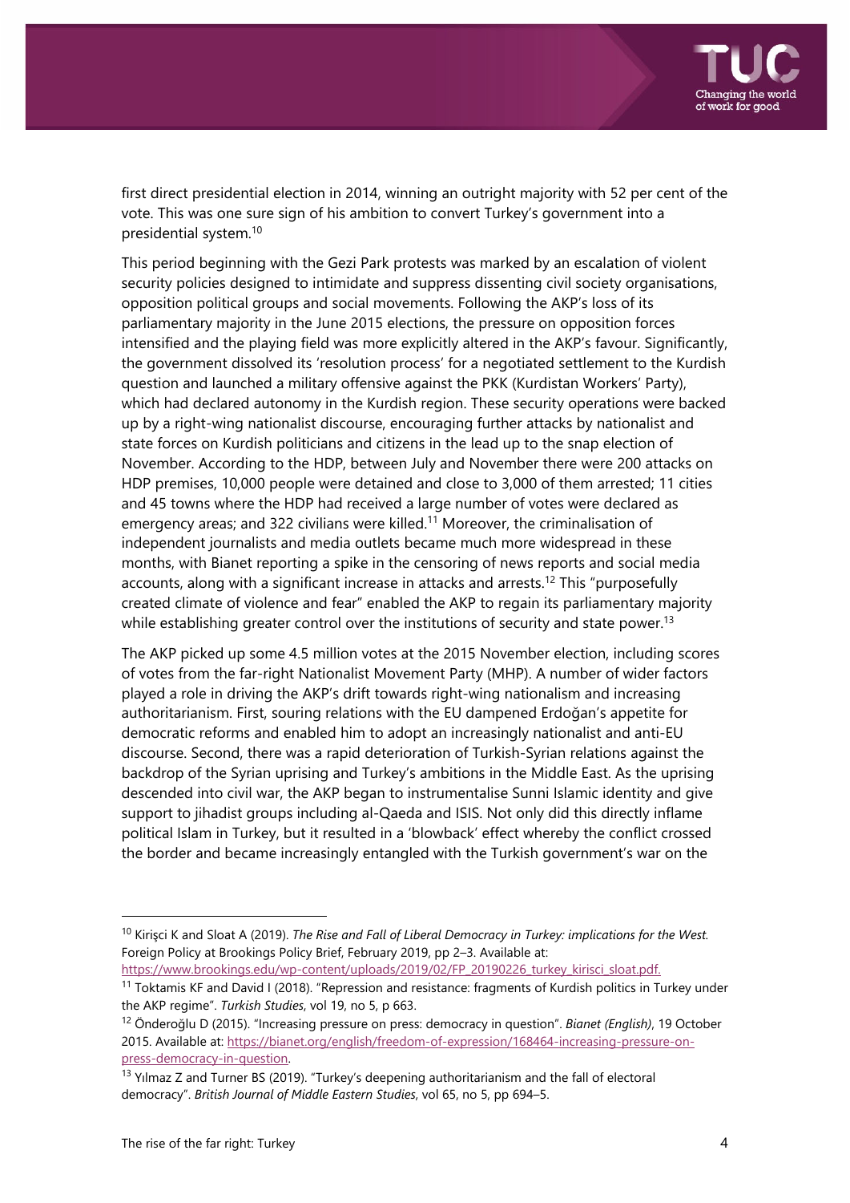first direct presidential election in 2014, winning an outright majority with 52 per cent of the vote. This was one sure sign of his ambition to convert Turkey's government into a presidential system.[10]

This period beginning with the Gezi Park protests was marked by an escalation of violent security policies designed to intimidate and suppress dissenting civil society organisations, opposition political groups and social movements. Following the AKP's loss of its parliamentary majority in the June 2015 elections, the pressure on opposition forces intensified and the playing field was more explicitly altered in the AKP's favour. Significantly, the government dissolved its 'resolution process' for a negotiated settlement to the Kurdish question and launched a military offensive against the PKK (Kurdistan Workers' Party), which had declared autonomy in the Kurdish region. These security operations were backed up by a right-wing nationalist discourse, encouraging further attacks by nationalist and state forces on Kurdish politicians and citizens in the lead up to the snap election of November. According to the HDP, between July and November there were 200 attacks on HDP premises, 10,000 people were detained and close to 3,000 of them arrested; 11 cities and 45 towns where the HDP had received a large number of votes were declared as emergency areas; and 322 civilians were killed.[11] Moreover, the criminalisation of independent journalists and media outlets became much more widespread in these months, with Bianet reporting a spike in the censoring of news reports and social media accounts, along with a significant increase in attacks and arrests.[12] This "purposefully created climate of violence and fear" enabled the AKP to regain its parliamentary majority while establishing greater control over the institutions of security and state power.[13]

The AKP picked up some 4.5 million votes at the 2015 November election, including scores of votes from the far-right Nationalist Movement Party (MHP). A number of wider factors played a role in driving the AKP's drift towards right-wing nationalism and increasing authoritarianism. First, souring relations with the EU dampened Erdoğan's appetite for democratic reforms and enabled him to adopt an increasingly nationalist and anti-EU discourse. Second, there was a rapid deterioration of Turkish-Syrian relations against the backdrop of the Syrian uprising and Turkey's ambitions in the Middle East. As the uprising descended into civil war, the AKP began to instrumentalise Sunni Islamic identity and give support to jihadist groups including al-Qaeda and ISIS. Not only did this directly inflame political Islam in Turkey, but it resulted in a 'blowback' effect whereby the conflict crossed the border and became increasingly entangled with the Turkish government's war on the

---

[10] Kirişci K and Sloat A (2019). *The Rise and Fall of Liberal Democracy in Turkey: implications for the West.* Foreign Policy at Brookings Policy Brief, February 2019, pp 2–3. Available at: https://www.brookings.edu/wp-content/uploads/2019/02/FP_20190226_turkey_kirisci_sloat.pdf.

[11] Toktamis KF and David I (2018). "Repression and resistance: fragments of Kurdish politics in Turkey under the AKP regime". *Turkish Studies*, vol 19, no 5, p 663.

[12] Önderoğlu D (2015). "Increasing pressure on press: democracy in question". *Bianet (English)*, 19 October 2015. Available at: https://bianet.org/english/freedom-of-expression/168464-increasing-pressure-on-press-democracy-in-question.

[13] Yılmaz Z and Turner BS (2019). "Turkey's deepening authoritarianism and the fall of electoral democracy". *British Journal of Middle Eastern Studies*, vol 65, no 5, pp 694–5.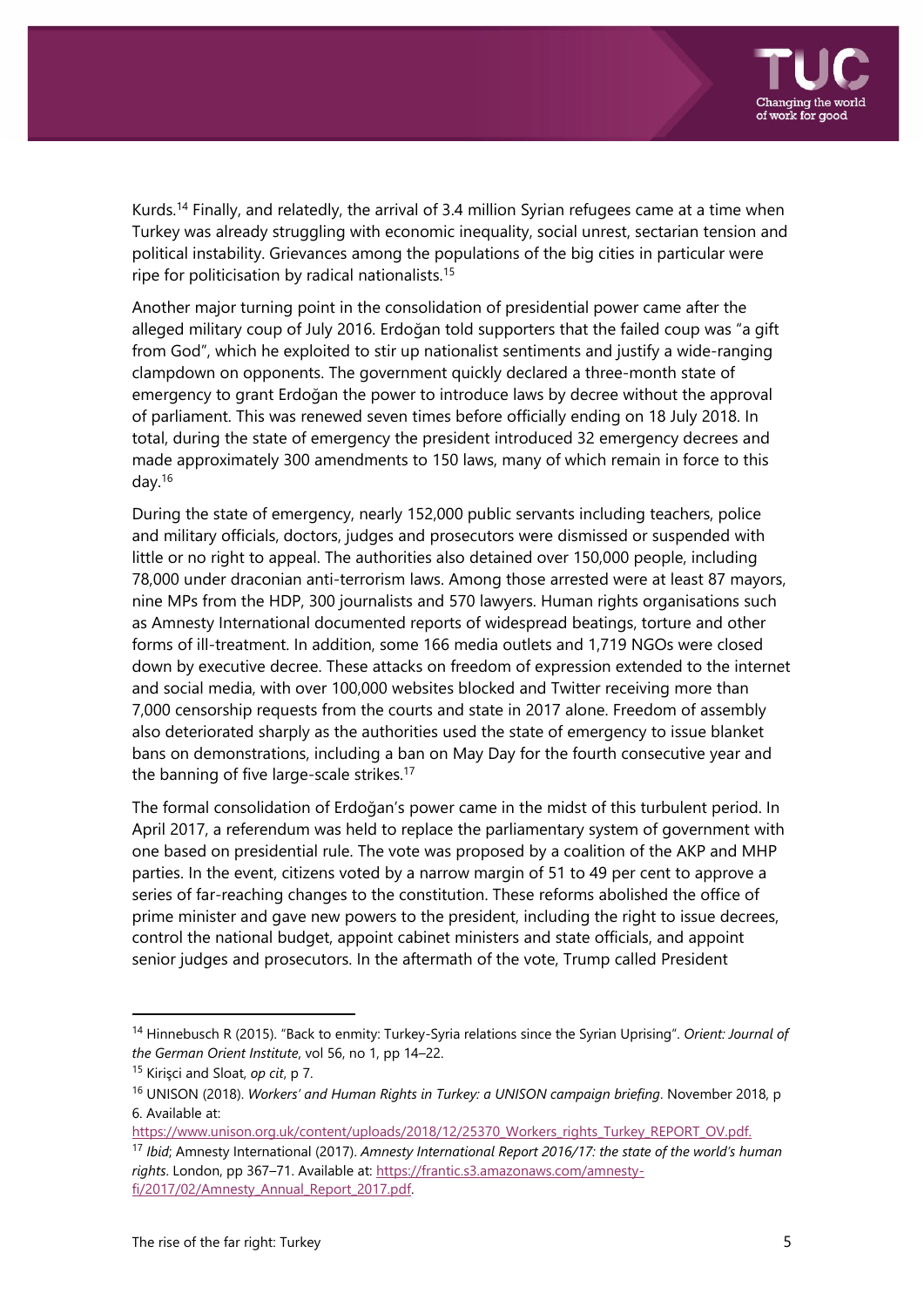Kurds.[14] Finally, and relatedly, the arrival of 3.4 million Syrian refugees came at a time when Turkey was already struggling with economic inequality, social unrest, sectarian tension and political instability. Grievances among the populations of the big cities in particular were ripe for politicisation by radical nationalists.[15]

Another major turning point in the consolidation of presidential power came after the alleged military coup of July 2016. Erdoğan told supporters that the failed coup was "a gift from God", which he exploited to stir up nationalist sentiments and justify a wide-ranging clampdown on opponents. The government quickly declared a three-month state of emergency to grant Erdoğan the power to introduce laws by decree without the approval of parliament. This was renewed seven times before officially ending on 18 July 2018. In total, during the state of emergency the president introduced 32 emergency decrees and made approximately 300 amendments to 150 laws, many of which remain in force to this day.[16]

During the state of emergency, nearly 152,000 public servants including teachers, police and military officials, doctors, judges and prosecutors were dismissed or suspended with little or no right to appeal. The authorities also detained over 150,000 people, including 78,000 under draconian anti-terrorism laws. Among those arrested were at least 87 mayors, nine MPs from the HDP, 300 journalists and 570 lawyers. Human rights organisations such as Amnesty International documented reports of widespread beatings, torture and other forms of ill-treatment. In addition, some 166 media outlets and 1,719 NGOs were closed down by executive decree. These attacks on freedom of expression extended to the internet and social media, with over 100,000 websites blocked and Twitter receiving more than 7,000 censorship requests from the courts and state in 2017 alone. Freedom of assembly also deteriorated sharply as the authorities used the state of emergency to issue blanket bans on demonstrations, including a ban on May Day for the fourth consecutive year and the banning of five large-scale strikes.[17]

The formal consolidation of Erdoğan's power came in the midst of this turbulent period. In April 2017, a referendum was held to replace the parliamentary system of government with one based on presidential rule. The vote was proposed by a coalition of the AKP and MHP parties. In the event, citizens voted by a narrow margin of 51 to 49 per cent to approve a series of far-reaching changes to the constitution. These reforms abolished the office of prime minister and gave new powers to the president, including the right to issue decrees, control the national budget, appoint cabinet ministers and state officials, and appoint senior judges and prosecutors. In the aftermath of the vote, Trump called President

---

[14] Hinnebusch R (2015). "Back to enmity: Turkey-Syria relations since the Syrian Uprising". *Orient: Journal of the German Orient Institute*, vol 56, no 1, pp 14–22.

[15] Kirişci and Sloat, *op cit*, p 7.

[16] UNISON (2018). *Workers' and Human Rights in Turkey: a UNISON campaign briefing*. November 2018, p 6. Available at: https://www.unison.org.uk/content/uploads/2018/12/25370_Workers_rights_Turkey_REPORT_OV.pdf.

[17] *Ibid*; Amnesty International (2017). *Amnesty International Report 2016/17: the state of the world's human rights*. London, pp 367–71. Available at: https://frantic.s3.amazonaws.com/amnesty-fi/2017/02/Amnesty_Annual_Report_2017.pdf.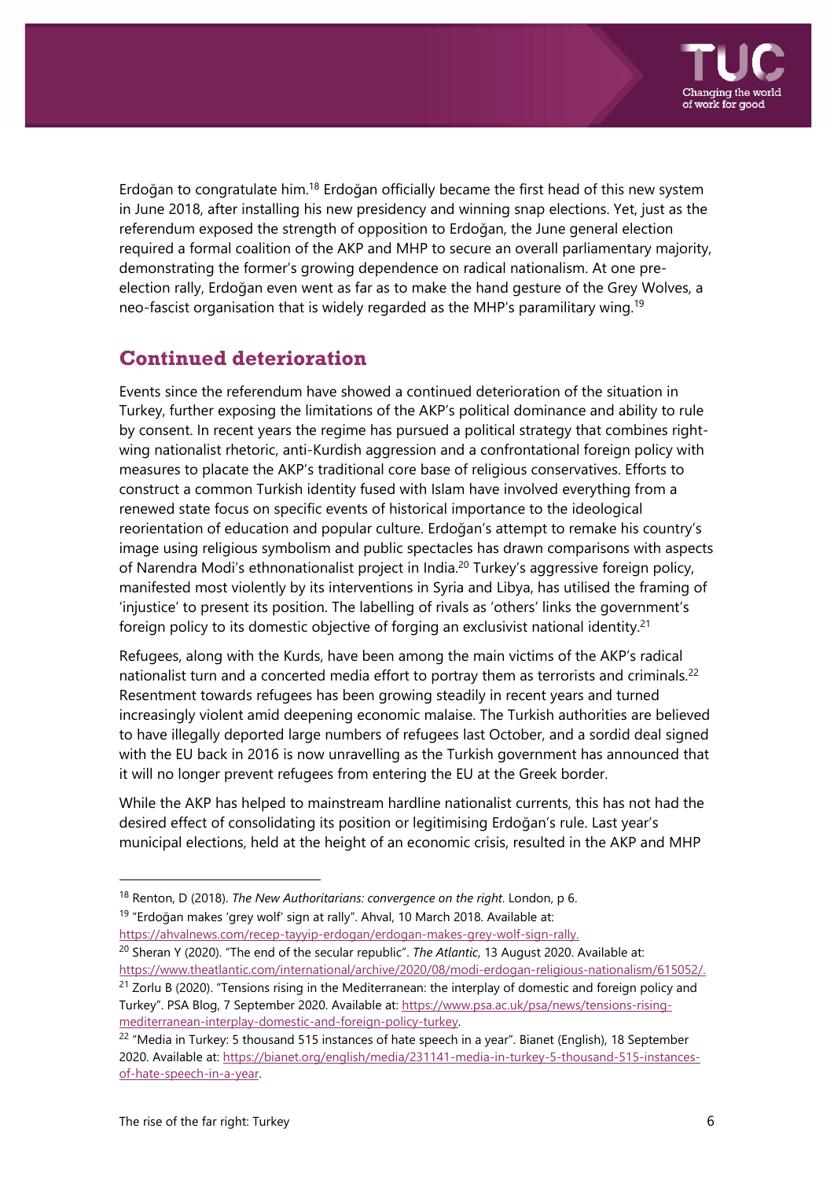Erdoğan to congratulate him.[18] Erdoğan officially became the first head of this new system in June 2018, after installing his new presidency and winning snap elections. Yet, just as the referendum exposed the strength of opposition to Erdoğan, the June general election required a formal coalition of the AKP and MHP to secure an overall parliamentary majority, demonstrating the former's growing dependence on radical nationalism. At one pre-election rally, Erdoğan even went as far as to make the hand gesture of the Grey Wolves, a neo-fascist organisation that is widely regarded as the MHP's paramilitary wing.[19]

## Continued deterioration

Events since the referendum have showed a continued deterioration of the situation in Turkey, further exposing the limitations of the AKP's political dominance and ability to rule by consent. In recent years the regime has pursued a political strategy that combines right-wing nationalist rhetoric, anti-Kurdish aggression and a confrontational foreign policy with measures to placate the AKP's traditional core base of religious conservatives. Efforts to construct a common Turkish identity fused with Islam have involved everything from a renewed state focus on specific events of historical importance to the ideological reorientation of education and popular culture. Erdoğan's attempt to remake his country's image using religious symbolism and public spectacles has drawn comparisons with aspects of Narendra Modi's ethnonationalist project in India.[20] Turkey's aggressive foreign policy, manifested most violently by its interventions in Syria and Libya, has utilised the framing of 'injustice' to present its position. The labelling of rivals as 'others' links the government's foreign policy to its domestic objective of forging an exclusivist national identity.[21]

Refugees, along with the Kurds, have been among the main victims of the AKP's radical nationalist turn and a concerted media effort to portray them as terrorists and criminals.[22] Resentment towards refugees has been growing steadily in recent years and turned increasingly violent amid deepening economic malaise. The Turkish authorities are believed to have illegally deported large numbers of refugees last October, and a sordid deal signed with the EU back in 2016 is now unravelling as the Turkish government has announced that it will no longer prevent refugees from entering the EU at the Greek border.

While the AKP has helped to mainstream hardline nationalist currents, this has not had the desired effect of consolidating its position or legitimising Erdoğan's rule. Last year's municipal elections, held at the height of an economic crisis, resulted in the AKP and MHP

---

[18] Renton, D (2018). *The New Authoritarians: convergence on the right*. London, p 6.

[19] "Erdoğan makes 'grey wolf' sign at rally". Ahval, 10 March 2018. Available at: https://ahvalnews.com/recep-tayyip-erdogan/erdogan-makes-grey-wolf-sign-rally.

[20] Sheran Y (2020). "The end of the secular republic". *The Atlantic*, 13 August 2020. Available at: https://www.theatlantic.com/international/archive/2020/08/modi-erdogan-religious-nationalism/615052/.

[21] Zorlu B (2020). "Tensions rising in the Mediterranean: the interplay of domestic and foreign policy and Turkey". PSA Blog, 7 September 2020. Available at: https://www.psa.ac.uk/psa/news/tensions-rising-mediterranean-interplay-domestic-and-foreign-policy-turkey.

[22] "Media in Turkey: 5 thousand 515 instances of hate speech in a year". Bianet (English), 18 September 2020. Available at: https://bianet.org/english/media/231141-media-in-turkey-5-thousand-515-instances-of-hate-speech-in-a-year.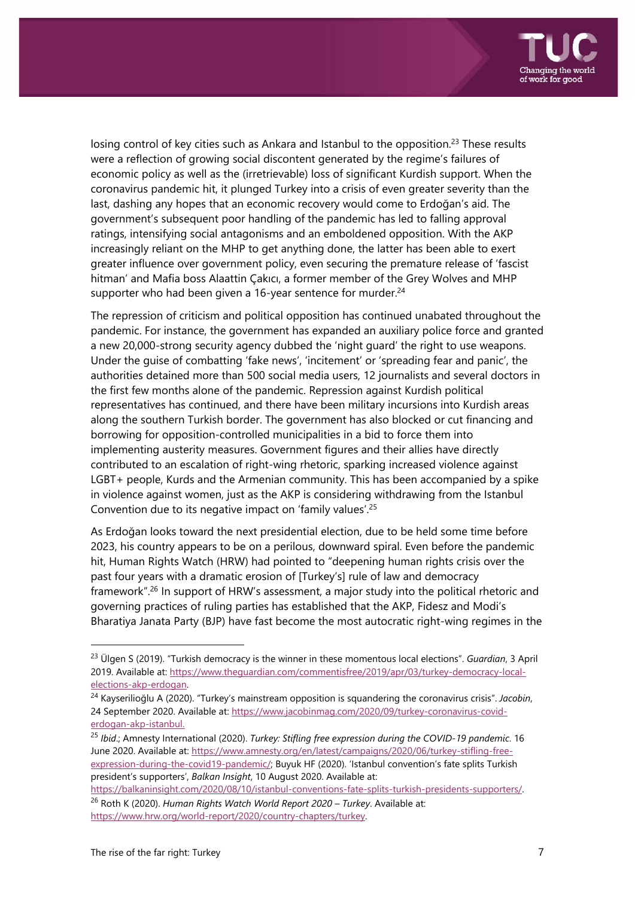losing control of key cities such as Ankara and Istanbul to the opposition.[23] These results were a reflection of growing social discontent generated by the regime's failures of economic policy as well as the (irretrievable) loss of significant Kurdish support. When the coronavirus pandemic hit, it plunged Turkey into a crisis of even greater severity than the last, dashing any hopes that an economic recovery would come to Erdoğan's aid. The government's subsequent poor handling of the pandemic has led to falling approval ratings, intensifying social antagonisms and an emboldened opposition. With the AKP increasingly reliant on the MHP to get anything done, the latter has been able to exert greater influence over government policy, even securing the premature release of 'fascist hitman' and Mafia boss Alaattin Çakıcı, a former member of the Grey Wolves and MHP supporter who had been given a 16-year sentence for murder.[24]

The repression of criticism and political opposition has continued unabated throughout the pandemic. For instance, the government has expanded an auxiliary police force and granted a new 20,000-strong security agency dubbed the 'night guard' the right to use weapons. Under the guise of combatting 'fake news', 'incitement' or 'spreading fear and panic', the authorities detained more than 500 social media users, 12 journalists and several doctors in the first few months alone of the pandemic. Repression against Kurdish political representatives has continued, and there have been military incursions into Kurdish areas along the southern Turkish border. The government has also blocked or cut financing and borrowing for opposition-controlled municipalities in a bid to force them into implementing austerity measures. Government figures and their allies have directly contributed to an escalation of right-wing rhetoric, sparking increased violence against LGBT+ people, Kurds and the Armenian community. This has been accompanied by a spike in violence against women, just as the AKP is considering withdrawing from the Istanbul Convention due to its negative impact on 'family values'.[25]

As Erdoğan looks toward the next presidential election, due to be held some time before 2023, his country appears to be on a perilous, downward spiral. Even before the pandemic hit, Human Rights Watch (HRW) had pointed to "deepening human rights crisis over the past four years with a dramatic erosion of [Turkey's] rule of law and democracy framework".[26] In support of HRW's assessment, a major study into the political rhetoric and governing practices of ruling parties has established that the AKP, Fidesz and Modi's Bharatiya Janata Party (BJP) have fast become the most autocratic right-wing regimes in the

---

[23] Ülgen S (2019). "Turkish democracy is the winner in these momentous local elections". *Guardian*, 3 April 2019. Available at: https://www.theguardian.com/commentisfree/2019/apr/03/turkey-democracy-local-elections-akp-erdogan.

[24] Kayserilioğlu A (2020). "Turkey's mainstream opposition is squandering the coronavirus crisis". *Jacobin*, 24 September 2020. Available at: https://www.jacobinmag.com/2020/09/turkey-coronavirus-covid-erdogan-akp-istanbul.

[25] *Ibid*.; Amnesty International (2020). *Turkey: Stifling free expression during the COVID-19 pandemic*. 16 June 2020. Available at: https://www.amnesty.org/en/latest/campaigns/2020/06/turkey-stifling-free-expression-during-the-covid19-pandemic/; Buyuk HF (2020). 'Istanbul convention's fate splits Turkish president's supporters', *Balkan Insight*, 10 August 2020. Available at: https://balkaninsight.com/2020/08/10/istanbul-conventions-fate-splits-turkish-presidents-supporters/.

[26] Roth K (2020). *Human Rights Watch World Report 2020 – Turkey*. Available at: https://www.hrw.org/world-report/2020/country-chapters/turkey.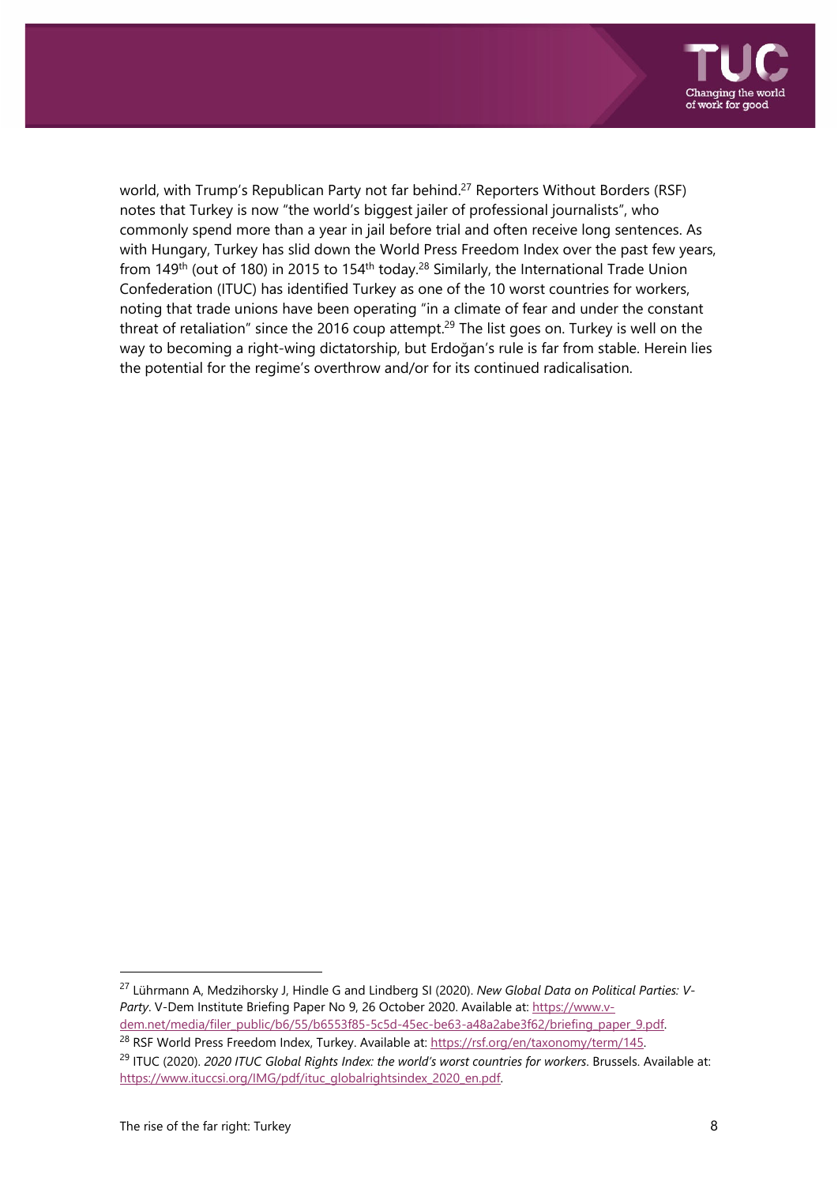world, with Trump's Republican Party not far behind.[27] Reporters Without Borders (RSF) notes that Turkey is now "the world's biggest jailer of professional journalists", who commonly spend more than a year in jail before trial and often receive long sentences. As with Hungary, Turkey has slid down the World Press Freedom Index over the past few years, from 149th (out of 180) in 2015 to 154th today.[28] Similarly, the International Trade Union Confederation (ITUC) has identified Turkey as one of the 10 worst countries for workers, noting that trade unions have been operating "in a climate of fear and under the constant threat of retaliation" since the 2016 coup attempt.[29] The list goes on. Turkey is well on the way to becoming a right-wing dictatorship, but Erdoğan's rule is far from stable. Herein lies the potential for the regime's overthrow and/or for its continued radicalisation.

---

[27] Lührmann A, Medzihorsky J, Hindle G and Lindberg SI (2020). *New Global Data on Political Parties: V-Party*. V-Dem Institute Briefing Paper No 9, 26 October 2020. Available at: https://www.v-dem.net/media/filer_public/b6/55/b6553f85-5c5d-45ec-be63-a48a2abe3f62/briefing_paper_9.pdf.

[28] RSF World Press Freedom Index, Turkey. Available at: https://rsf.org/en/taxonomy/term/145.

[29] ITUC (2020). *2020 ITUC Global Rights Index: the world's worst countries for workers*. Brussels. Available at: https://www.ituccsi.org/IMG/pdf/ituc_globalrightsindex_2020_en.pdf.